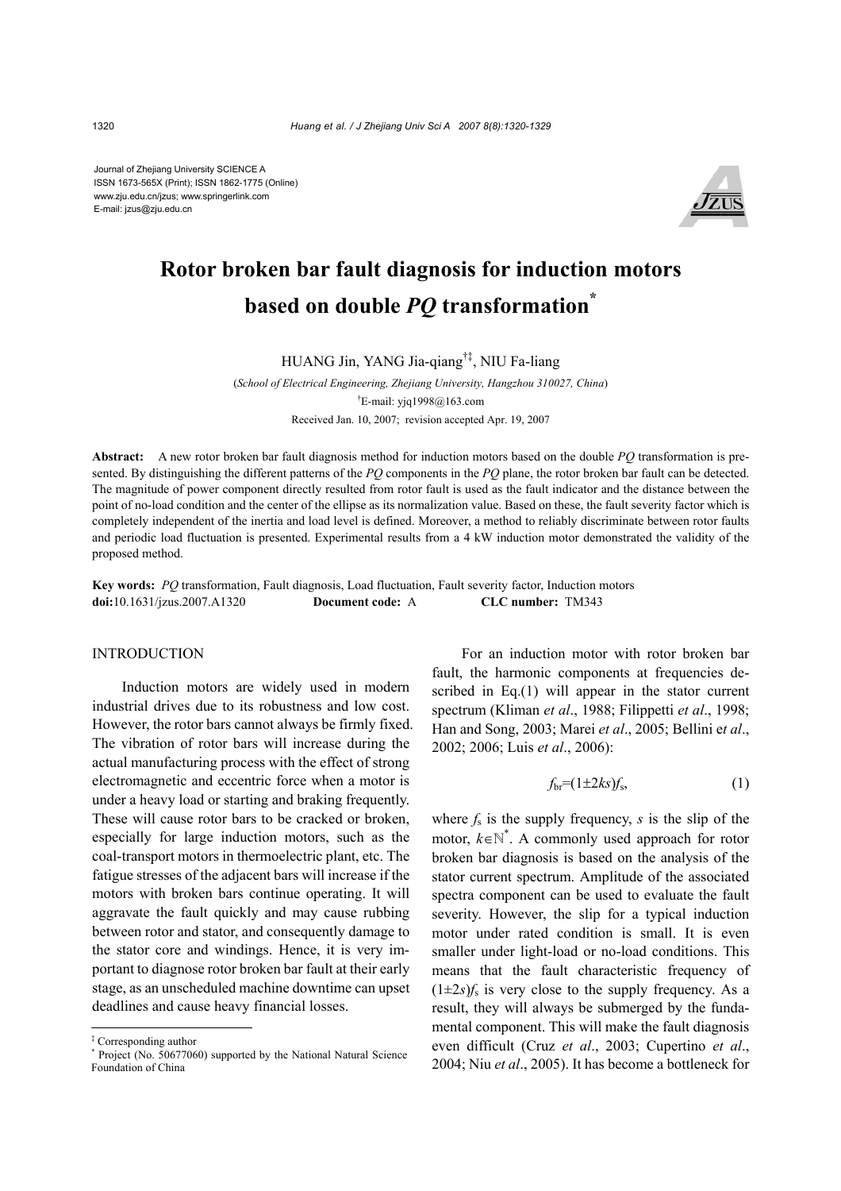Journal of Zhejiang University SCIENCE A
ISSN 1673-565X (Print); ISSN 1862-1775 (Online)
www.zju.edu.cn/jzus; www.springerlink.com
E-mail: jzus@zju.edu.cn

# Rotor broken bar fault diagnosis for induction motors based on double *PQ* transformation*

HUANG Jin, YANG Jia-qiang[†‡], NIU Fa-liang

(*School of Electrical Engineering, Zhejiang University, Hangzhou 310027, China*)

[†]E-mail: yjq1998@163.com

Received Jan. 10, 2007; revision accepted Apr. 19, 2007

**Abstract:** A new rotor broken bar fault diagnosis method for induction motors based on the double *PQ* transformation is presented. By distinguishing the different patterns of the *PQ* components in the *PQ* plane, the rotor broken bar fault can be detected. The magnitude of power component directly resulted from rotor fault is used as the fault indicator and the distance between the point of no-load condition and the center of the ellipse as its normalization value. Based on these, the fault severity factor which is completely independent of the inertia and load level is defined. Moreover, a method to reliably discriminate between rotor faults and periodic load fluctuation is presented. Experimental results from a 4 kW induction motor demonstrated the validity of the proposed method.

**Key words:** *PQ* transformation, Fault diagnosis, Load fluctuation, Fault severity factor, Induction motors
**doi:**10.1631/jzus.2007.A1320 **Document code:** A **CLC number:** TM343

## INTRODUCTION

Induction motors are widely used in modern industrial drives due to its robustness and low cost. However, the rotor bars cannot always be firmly fixed. The vibration of rotor bars will increase during the actual manufacturing process with the effect of strong electromagnetic and eccentric force when a motor is under a heavy load or starting and braking frequently. These will cause rotor bars to be cracked or broken, especially for large induction motors, such as the coal-transport motors in thermoelectric plant, etc. The fatigue stresses of the adjacent bars will increase if the motors with broken bars continue operating. It will aggravate the fault quickly and may cause rubbing between rotor and stator, and consequently damage to the stator core and windings. Hence, it is very important to diagnose rotor broken bar fault at their early stage, as an unscheduled machine downtime can upset deadlines and cause heavy financial losses.

For an induction motor with rotor broken bar fault, the harmonic components at frequencies described in Eq.(1) will appear in the stator current spectrum (Kliman *et al*., 1988; Filippetti *et al*., 1998; Han and Song, 2003; Marei *et al*., 2005; Bellini e*t al*., 2002; 2006; Luis *et al*., 2006):

$$f_{\mathrm{br}}=(1\pm 2ks)f_{\mathrm{s}}, \tag{1}$$

where $f_s$ is the supply frequency, $s$ is the slip of the motor, $k\in\mathbb{N}^*$. A commonly used approach for rotor broken bar diagnosis is based on the analysis of the stator current spectrum. Amplitude of the associated spectra component can be used to evaluate the fault severity. However, the slip for a typical induction motor under rated condition is small. It is even smaller under light-load or no-load conditions. This means that the fault characteristic frequency of $(1\pm 2s)f_s$ is very close to the supply frequency. As a result, they will always be submerged by the fundamental component. This will make the fault diagnosis even difficult (Cruz *et al*., 2003; Cupertino *et al*., 2004; Niu *et al*., 2005). It has become a bottleneck for

---

‡ Corresponding author

\* Project (No. 50677060) supported by the National Natural Science Foundation of China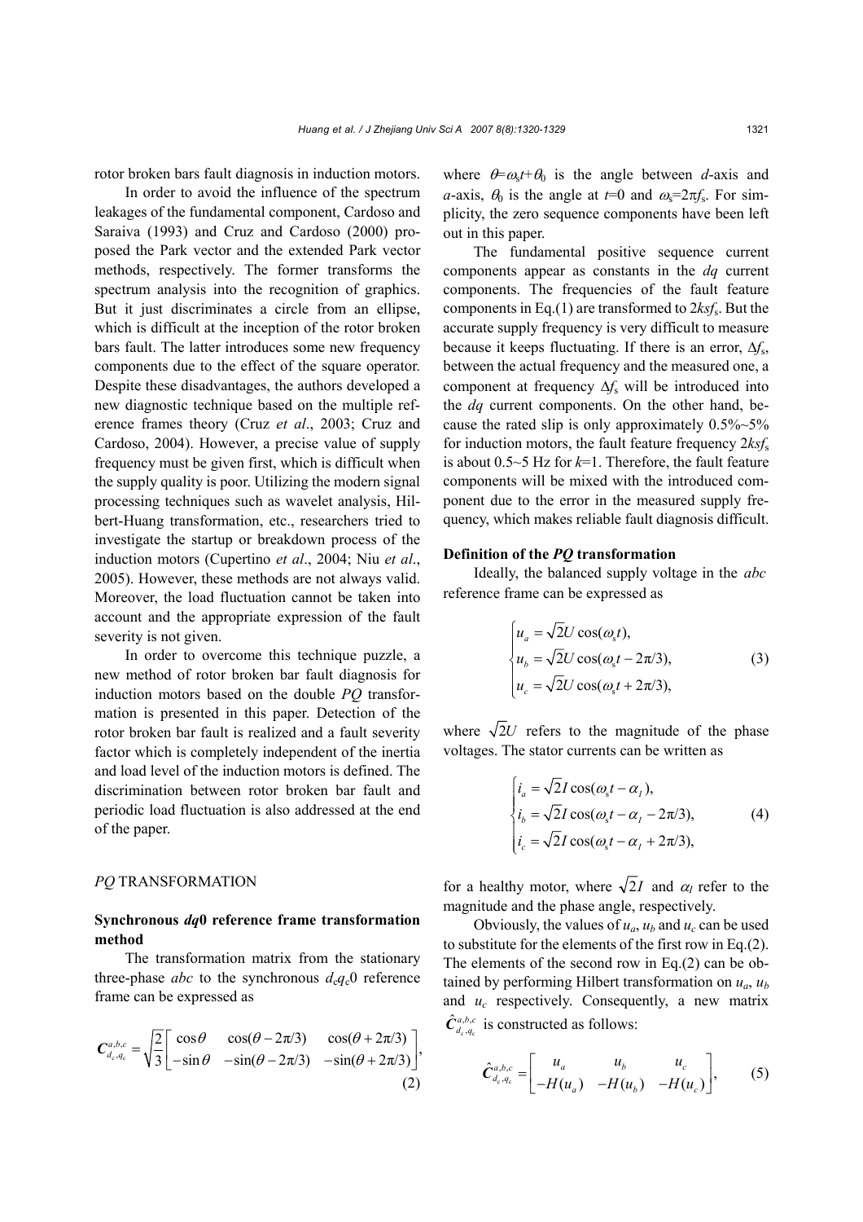rotor broken bars fault diagnosis in induction motors.

In order to avoid the influence of the spectrum leakages of the fundamental component, Cardoso and Saraiva (1993) and Cruz and Cardoso (2000) proposed the Park vector and the extended Park vector methods, respectively. The former transforms the spectrum analysis into the recognition of graphics. But it just discriminates a circle from an ellipse, which is difficult at the inception of the rotor broken bars fault. The latter introduces some new frequency components due to the effect of the square operator. Despite these disadvantages, the authors developed a new diagnostic technique based on the multiple reference frames theory (Cruz *et al*., 2003; Cruz and Cardoso, 2004). However, a precise value of supply frequency must be given first, which is difficult when the supply quality is poor. Utilizing the modern signal processing techniques such as wavelet analysis, Hilbert-Huang transformation, etc., researchers tried to investigate the startup or breakdown process of the induction motors (Cupertino *et al*., 2004; Niu *et al*., 2005). However, these methods are not always valid. Moreover, the load fluctuation cannot be taken into account and the appropriate expression of the fault severity is not given.

In order to overcome this technique puzzle, a new method of rotor broken bar fault diagnosis for induction motors based on the double *PQ* transformation is presented in this paper. Detection of the rotor broken bar fault is realized and a fault severity factor which is completely independent of the inertia and load level of the induction motors is defined. The discrimination between rotor broken bar fault and periodic load fluctuation is also addressed at the end of the paper.

## *PQ* TRANSFORMATION

### Synchronous *dq*0 reference frame transformation method

The transformation matrix from the stationary three-phase *abc* to the synchronous $d_cq_c0$ reference frame can be expressed as

$$\boldsymbol{C}_{d_c,q_c}^{a,b,c}=\sqrt{\frac{2}{3}}\begin{bmatrix}\cos\theta & \cos(\theta-2\pi/3) & \cos(\theta+2\pi/3)\\ -\sin\theta & -\sin(\theta-2\pi/3) & -\sin(\theta+2\pi/3)\end{bmatrix},\tag{2}$$

where $\theta=\omega_s t+\theta_0$ is the angle between *d*-axis and *a*-axis, $\theta_0$ is the angle at $t=0$ and $\omega_s=2\pi f_s$. For simplicity, the zero sequence components have been left out in this paper.

The fundamental positive sequence current components appear as constants in the *dq* current components. The frequencies of the fault feature components in Eq.(1) are transformed to $2ksf_s$. But the accurate supply frequency is very difficult to measure because it keeps fluctuating. If there is an error, $\Delta f_s$, between the actual frequency and the measured one, a component at frequency $\Delta f_s$ will be introduced into the *dq* current components. On the other hand, because the rated slip is only approximately 0.5%~5% for induction motors, the fault feature frequency $2ksf_s$ is about 0.5~5 Hz for $k=1$. Therefore, the fault feature components will be mixed with the introduced component due to the error in the measured supply frequency, which makes reliable fault diagnosis difficult.

### Definition of the *PQ* transformation

Ideally, the balanced supply voltage in the *abc* reference frame can be expressed as

$$\begin{cases}u_a=\sqrt{2}U\cos(\omega_s t),\\ u_b=\sqrt{2}U\cos(\omega_s t-2\pi/3),\\ u_c=\sqrt{2}U\cos(\omega_s t+2\pi/3),\end{cases}\tag{3}$$

where $\sqrt{2}U$ refers to the magnitude of the phase voltages. The stator currents can be written as

$$\begin{cases}i_a=\sqrt{2}I\cos(\omega_s t-\alpha_I),\\ i_b=\sqrt{2}I\cos(\omega_s t-\alpha_I-2\pi/3),\\ i_c=\sqrt{2}I\cos(\omega_s t-\alpha_I+2\pi/3),\end{cases}\tag{4}$$

for a healthy motor, where $\sqrt{2}I$ and $\alpha_I$ refer to the magnitude and the phase angle, respectively.

Obviously, the values of $u_a$, $u_b$ and $u_c$ can be used to substitute for the elements of the first row in Eq.(2). The elements of the second row in Eq.(2) can be obtained by performing Hilbert transformation on $u_a$, $u_b$ and $u_c$ respectively. Consequently, a new matrix $\hat{\boldsymbol{C}}_{d_c,q_c}^{a,b,c}$ is constructed as follows:

$$\hat{\boldsymbol{C}}_{d_c,q_c}^{a,b,c}=\begin{bmatrix}u_a & u_b & u_c\\ -H(u_a) & -H(u_b) & -H(u_c)\end{bmatrix},\tag{5}$$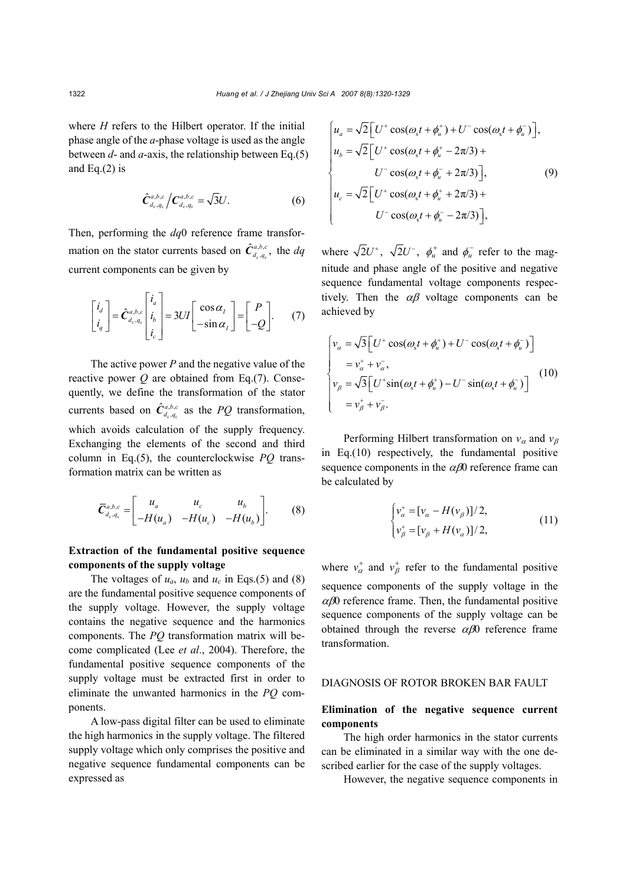where $H$ refers to the Hilbert operator. If the initial phase angle of the $a$-phase voltage is used as the angle between $d$- and $a$-axis, the relationship between Eq.(5) and Eq.(2) is

$$\hat{\boldsymbol{C}}_{d_c,q_c}^{a,b,c} \Big/ \boldsymbol{C}_{d_c,q_c}^{a,b,c} = \sqrt{3}U. \tag{6}$$

Then, performing the $dq$0 reference frame transformation on the stator currents based on $\hat{\boldsymbol{C}}_{d_c,q_c}^{a,b,c}$, the $dq$ current components can be given by

$$\begin{bmatrix} i_d \\ i_q \end{bmatrix} = \hat{\boldsymbol{C}}_{d_c,q_c}^{a,b,c} \begin{bmatrix} i_a \\ i_b \\ i_c \end{bmatrix} = 3UI \begin{bmatrix} \cos\alpha_I \\ -\sin\alpha_I \end{bmatrix} = \begin{bmatrix} P \\ -Q \end{bmatrix}. \tag{7}$$

The active power $P$ and the negative value of the reactive power $Q$ are obtained from Eq.(7). Consequently, we define the transformation of the stator currents based on $\hat{\boldsymbol{C}}_{d_c,q_c}^{a,b,c}$ as the $PQ$ transformation, which avoids calculation of the supply frequency. Exchanging the elements of the second and third column in Eq.(5), the counterclockwise $PQ$ transformation matrix can be written as

$$\overline{\boldsymbol{C}}_{d_c,q_c}^{a,b,c} = \begin{bmatrix} u_a & u_c & u_b \\ -H(u_a) & -H(u_c) & -H(u_b) \end{bmatrix}. \tag{8}$$

**Extraction of the fundamental positive sequence components of the supply voltage**

The voltages of $u_a$, $u_b$ and $u_c$ in Eqs.(5) and (8) are the fundamental positive sequence components of the supply voltage. However, the supply voltage contains the negative sequence and the harmonics components. The $PQ$ transformation matrix will become complicated (Lee *et al*., 2004). Therefore, the fundamental positive sequence components of the supply voltage must be extracted first in order to eliminate the unwanted harmonics in the $PQ$ components.

A low-pass digital filter can be used to eliminate the high harmonics in the supply voltage. The filtered supply voltage which only comprises the positive and negative sequence fundamental components can be expressed as

$$\begin{cases} u_a = \sqrt{2}\left[U^+\cos(\omega_s t + \phi_u^+) + U^-\cos(\omega_s t + \phi_u^-)\right], \\ u_b = \sqrt{2}\left[U^+\cos(\omega_s t + \phi_u^+ - 2\pi/3) + \right. \\ \qquad \left. U^-\cos(\omega_s t + \phi_u^- + 2\pi/3)\right], \\ u_c = \sqrt{2}\left[U^+\cos(\omega_s t + \phi_u^+ + 2\pi/3) + \right. \\ \qquad \left. U^-\cos(\omega_s t + \phi_u^- - 2\pi/3)\right], \end{cases} \tag{9}$$

where $\sqrt{2}U^+$, $\sqrt{2}U^-$, $\phi_u^+$ and $\phi_u^-$ refer to the magnitude and phase angle of the positive and negative sequence fundamental voltage components respectively. Then the $\alpha\beta$ voltage components can be achieved by

$$\begin{cases} v_\alpha = \sqrt{3}\left[U^+\cos(\omega_s t + \phi_u^+) + U^-\cos(\omega_s t + \phi_u^-)\right] \\ \quad = v_\alpha^+ + v_\alpha^-, \\ v_\beta = \sqrt{3}\left[U^+\sin(\omega_s t + \phi_u^+) - U^-\sin(\omega_s t + \phi_u^-)\right] \\ \quad = v_\beta^+ + v_\beta^-. \end{cases} \tag{10}$$

Performing Hilbert transformation on $v_\alpha$ and $v_\beta$ in Eq.(10) respectively, the fundamental positive sequence components in the $\alpha\beta$0 reference frame can be calculated by

$$\begin{cases} v_\alpha^+ = [v_\alpha - H(v_\beta)]/2, \\ v_\beta^+ = [v_\beta + H(v_\alpha)]/2, \end{cases} \tag{11}$$

where $v_\alpha^+$ and $v_\beta^+$ refer to the fundamental positive sequence components of the supply voltage in the $\alpha\beta$0 reference frame. Then, the fundamental positive sequence components of the supply voltage can be obtained through the reverse $\alpha\beta$0 reference frame transformation.

## DIAGNOSIS OF ROTOR BROKEN BAR FAULT

**Elimination of the negative sequence current components**

The high order harmonics in the stator currents can be eliminated in a similar way with the one described earlier for the case of the supply voltages.

However, the negative sequence components in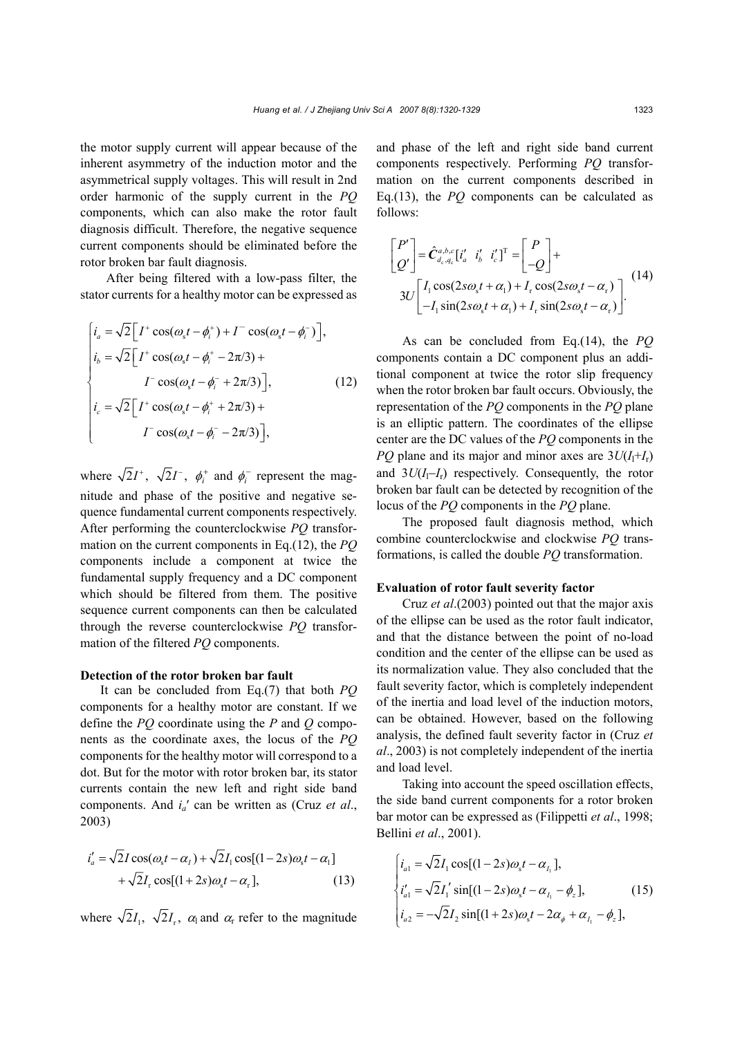the motor supply current will appear because of the inherent asymmetry of the induction motor and the asymmetrical supply voltages. This will result in 2nd order harmonic of the supply current in the *PQ* components, which can also make the rotor fault diagnosis difficult. Therefore, the negative sequence current components should be eliminated before the rotor broken bar fault diagnosis.

After being filtered with a low-pass filter, the stator currents for a healthy motor can be expressed as

$$
\begin{cases}
i_a = \sqrt{2}\left[ I^+ \cos(\omega_s t - \phi_i^+) + I^- \cos(\omega_s t - \phi_i^-) \right], \\
i_b = \sqrt{2}\left[ I^+ \cos(\omega_s t - \phi_i^+ - 2\pi/3) + \right. \\
\qquad \left. I^- \cos(\omega_s t - \phi_i^- + 2\pi/3) \right], \\
i_c = \sqrt{2}\left[ I^+ \cos(\omega_s t - \phi_i^+ + 2\pi/3) + \right. \\
\qquad \left. I^- \cos(\omega_s t - \phi_i^- - 2\pi/3) \right],
\end{cases} \tag{12}
$$

where $\sqrt{2}I^+$, $\sqrt{2}I^-$, $\phi_i^+$ and $\phi_i^-$ represent the magnitude and phase of the positive and negative sequence fundamental current components respectively. After performing the counterclockwise *PQ* transformation on the current components in Eq.(12), the *PQ* components include a component at twice the fundamental supply frequency and a DC component which should be filtered from them. The positive sequence current components can then be calculated through the reverse counterclockwise *PQ* transformation of the filtered *PQ* components.

**Detection of the rotor broken bar fault**

It can be concluded from Eq.(7) that both *PQ* components for a healthy motor are constant. If we define the *PQ* coordinate using the *P* and *Q* components as the coordinate axes, the locus of the *PQ* components for the healthy motor will correspond to a dot. But for the motor with rotor broken bar, its stator currents contain the new left and right side band components. And $i_a'$ can be written as (Cruz *et al*., 2003)

$$
\begin{aligned}
i_a' = \sqrt{2}I\cos(\omega_s t - \alpha_I) + \sqrt{2}I_1\cos[(1-2s)\omega_s t - \alpha_1] \\
+ \sqrt{2}I_r\cos[(1+2s)\omega_s t - \alpha_r],
\end{aligned} \tag{13}
$$

where $\sqrt{2}I_1$, $\sqrt{2}I_r$, $\alpha_1$ and $\alpha_r$ refer to the magnitude and phase of the left and right side band current components respectively. Performing *PQ* transformation on the current components described in Eq.(13), the *PQ* components can be calculated as follows:

$$
\begin{aligned}
\begin{bmatrix} P' \\ Q' \end{bmatrix} = \hat{\boldsymbol{C}}_{d_c,q_c}^{a,b,c}[i_a' \ \ i_b' \ \ i_c']^{\mathrm{T}} = \begin{bmatrix} P \\ -Q \end{bmatrix} + \\
3U\begin{bmatrix} I_1\cos(2s\omega_s t + \alpha_1) + I_r\cos(2s\omega_s t - \alpha_r) \\ -I_1\sin(2s\omega_s t + \alpha_1) + I_r\sin(2s\omega_s t - \alpha_r) \end{bmatrix}.
\end{aligned} \tag{14}
$$

As can be concluded from Eq.(14), the *PQ* components contain a DC component plus an additional component at twice the rotor slip frequency when the rotor broken bar fault occurs. Obviously, the representation of the *PQ* components in the *PQ* plane is an elliptic pattern. The coordinates of the ellipse center are the DC values of the *PQ* components in the *PQ* plane and its major and minor axes are $3U(I_1+I_r)$ and $3U(I_1-I_r)$ respectively. Consequently, the rotor broken bar fault can be detected by recognition of the locus of the *PQ* components in the *PQ* plane.

The proposed fault diagnosis method, which combine counterclockwise and clockwise *PQ* transformations, is called the double *PQ* transformation.

**Evaluation of rotor fault severity factor**

Cruz *et al*.(2003) pointed out that the major axis of the ellipse can be used as the rotor fault indicator, and that the distance between the point of no-load condition and the center of the ellipse can be used as its normalization value. They also concluded that the fault severity factor, which is completely independent of the inertia and load level of the induction motors, can be obtained. However, based on the following analysis, the defined fault severity factor in (Cruz *et al*., 2003) is not completely independent of the inertia and load level.

Taking into account the speed oscillation effects, the side band current components for a rotor broken bar motor can be expressed as (Filippetti *et al*., 1998; Bellini *et al*., 2001).

$$
\begin{cases}
i_{a1} = \sqrt{2}I_1\cos[(1-2s)\omega_s t - \alpha_{I_1}], \\
i_{a1}' = \sqrt{2}I_1'\sin[(1-2s)\omega_s t - \alpha_{I_1} - \phi_z], \\
i_{a2} = -\sqrt{2}I_2\sin[(1+2s)\omega_s t - 2\alpha_\phi + \alpha_{I_1} - \phi_z],
\end{cases} \tag{15}
$$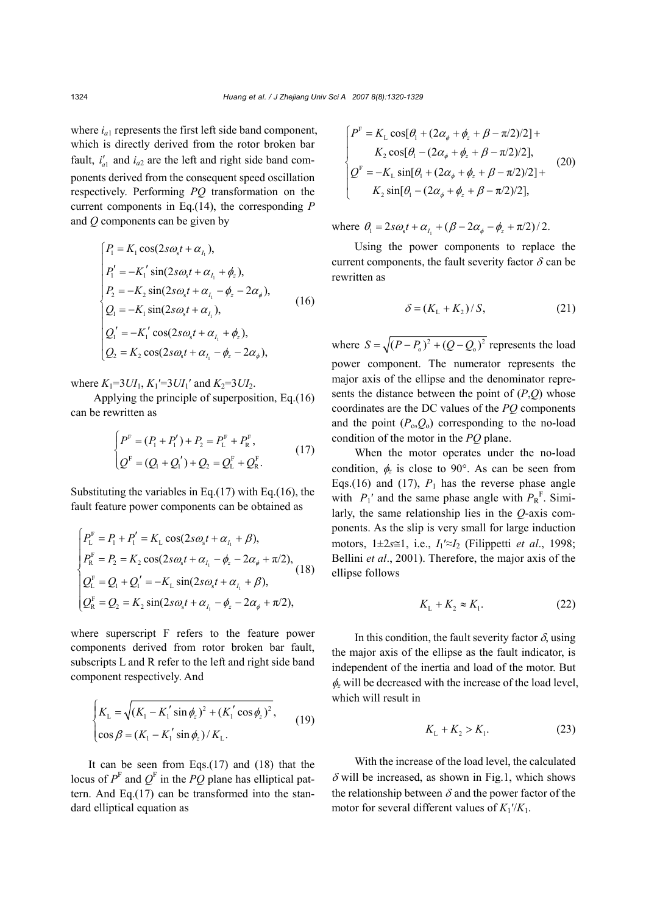where $i_{a1}$ represents the first left side band component, which is directly derived from the rotor broken bar fault, $i'_{a1}$ and $i_{a2}$ are the left and right side band components derived from the consequent speed oscillation respectively. Performing *PQ* transformation on the current components in Eq.(14), the corresponding *P* and *Q* components can be given by

$$
\begin{cases}
P_1 = K_1\cos(2s\omega_s t + \alpha_{I_1}),\\
P_1' = -K_1'\sin(2s\omega_s t + \alpha_{I_1} + \phi_z),\\
P_2 = -K_2\sin(2s\omega_s t + \alpha_{I_1} - \phi_z - 2\alpha_\phi),\\
Q_1 = -K_1\sin(2s\omega_s t + \alpha_{I_1}),\\
Q_1' = -K_1'\cos(2s\omega_s t + \alpha_{I_1} + \phi_z),\\
Q_2 = K_2\cos(2s\omega_s t + \alpha_{I_1} - \phi_z - 2\alpha_\phi),
\end{cases}
\tag{16}
$$

where $K_1=3UI_1$, $K_1'=3UI_1'$ and $K_2=3UI_2$.

Applying the principle of superposition, Eq.(16) can be rewritten as

$$
\begin{cases}
P^{\mathrm{F}} = (P_1 + P_1') + P_2 = P_{\mathrm{L}}^{\mathrm{F}} + P_{\mathrm{R}}^{\mathrm{F}},\\
Q^{\mathrm{F}} = (Q_1 + Q_1') + Q_2 = Q_{\mathrm{L}}^{\mathrm{F}} + Q_{\mathrm{R}}^{\mathrm{F}}.
\end{cases}
\tag{17}
$$

Substituting the variables in Eq.(17) with Eq.(16), the fault feature power components can be obtained as

$$
\begin{cases}
P_{\mathrm{L}}^{\mathrm{F}} = P_1 + P_1' = K_{\mathrm{L}}\cos(2s\omega_s t + \alpha_{I_1} + \beta),\\
P_{\mathrm{R}}^{\mathrm{F}} = P_2 = K_2\cos(2s\omega_s t + \alpha_{I_1} - \phi_z - 2\alpha_\phi + \pi/2),\\
Q_{\mathrm{L}}^{\mathrm{F}} = Q_1 + Q_1' = -K_{\mathrm{L}}\sin(2s\omega_s t + \alpha_{I_1} + \beta),\\
Q_{\mathrm{R}}^{\mathrm{F}} = Q_2 = K_2\sin(2s\omega_s t + \alpha_{I_1} - \phi_z - 2\alpha_\phi + \pi/2),
\end{cases}
\tag{18}
$$

where superscript F refers to the feature power components derived from rotor broken bar fault, subscripts L and R refer to the left and right side band component respectively. And

$$
\begin{cases}
K_{\mathrm{L}} = \sqrt{(K_1 - K_1'\sin\phi_z)^2 + (K_1'\cos\phi_z)^2},\\
\cos\beta = (K_1 - K_1'\sin\phi_z)/K_{\mathrm{L}}.
\end{cases}
\tag{19}
$$

It can be seen from Eqs.(17) and (18) that the locus of $P^{\mathrm{F}}$ and $Q^{\mathrm{F}}$ in the *PQ* plane has elliptical pattern. And Eq.(17) can be transformed into the standard elliptical equation as

$$
\begin{cases}
P^{\mathrm{F}} = K_{\mathrm{L}}\cos[\theta_1 + (2\alpha_\phi + \phi_z + \beta - \pi/2)/2] +\\
\quad K_2\cos[\theta_1 - (2\alpha_\phi + \phi_z + \beta - \pi/2)/2],\\
Q^{\mathrm{F}} = -K_{\mathrm{L}}\sin[\theta_1 + (2\alpha_\phi + \phi_z + \beta - \pi/2)/2] +\\
\quad K_2\sin[\theta_1 - (2\alpha_\phi + \phi_z + \beta - \pi/2)/2],
\end{cases}
\tag{20}
$$

where $\theta_1 = 2s\omega_s t + \alpha_{I_1} + (\beta - 2\alpha_\phi - \phi_z + \pi/2)/2$.

Using the power components to replace the current components, the fault severity factor $\delta$ can be rewritten as

$$
\delta = (K_{\mathrm{L}} + K_2)/S, \tag{21}
$$

where $S = \sqrt{(P - P_{\mathrm{o}})^2 + (Q - Q_{\mathrm{o}})^2}$ represents the load power component. The numerator represents the major axis of the ellipse and the denominator represents the distance between the point of $(P,Q)$ whose coordinates are the DC values of the *PQ* components and the point $(P_{\mathrm{o}},Q_{\mathrm{o}})$ corresponding to the no-load condition of the motor in the *PQ* plane.

When the motor operates under the no-load condition, $\phi_z$ is close to 90°. As can be seen from Eqs.(16) and (17), $P_1$ has the reverse phase angle with $P_1'$ and the same phase angle with $P_{\mathrm{R}}^{\mathrm{F}}$. Similarly, the same relationship lies in the *Q*-axis components. As the slip is very small for large induction motors, $1\pm 2s\cong 1$, i.e., $I_1'\approx I_2$ (Filippetti *et al*., 1998; Bellini *et al*., 2001). Therefore, the major axis of the ellipse follows

$$
K_{\mathrm{L}} + K_2 \approx K_1. \tag{22}
$$

In this condition, the fault severity factor $\delta$, using the major axis of the ellipse as the fault indicator, is independent of the inertia and load of the motor. But $\phi_z$ will be decreased with the increase of the load level, which will result in

$$
K_{\mathrm{L}} + K_2 > K_1. \tag{23}
$$

With the increase of the load level, the calculated $\delta$ will be increased, as shown in Fig.1, which shows the relationship between $\delta$ and the power factor of the motor for several different values of $K_1'/K_1$.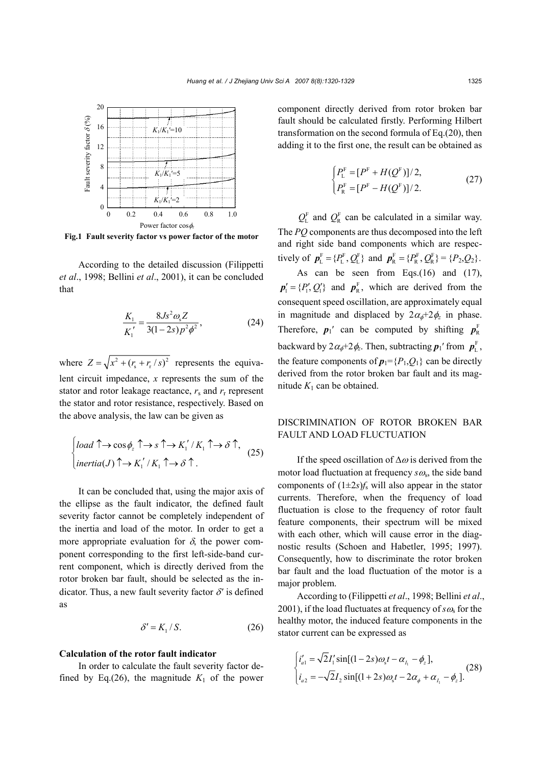**Fig.1 Fault severity factor vs power factor of the motor**

According to the detailed discussion (Filippetti *et al*., 1998; Bellini *et al*., 2001), it can be concluded that

$$\frac{K_1}{K_1'} = \frac{8Js^2\omega_s Z}{3(1-2s)p^2\phi^2}, \tag{24}$$

where $Z = \sqrt{x^2 + (r_s + r_r / s)^2}$ represents the equivalent circuit impedance, $x$ represents the sum of the stator and rotor leakage reactance, $r_s$ and $r_r$ represent the stator and rotor resistance, respectively. Based on the above analysis, the law can be given as

$$\begin{cases} load \uparrow \to \cos\phi_z \uparrow \to s \uparrow \to K_1' / K_1 \uparrow \to \delta \uparrow, \\ inertia(J) \uparrow \to K_1' / K_1 \uparrow \to \delta \uparrow. \end{cases} \tag{25}$$

It can be concluded that, using the major axis of the ellipse as the fault indicator, the defined fault severity factor cannot be completely independent of the inertia and load of the motor. In order to get a more appropriate evaluation for $\delta$, the power component corresponding to the first left-side-band current component, which is directly derived from the rotor broken bar fault, should be selected as the indicator. Thus, a new fault severity factor $\delta'$ is defined as

$$\delta' = K_1 / S. \tag{26}$$

**Calculation of the rotor fault indicator**

In order to calculate the fault severity factor defined by Eq.(26), the magnitude $K_1$ of the power component directly derived from rotor broken bar fault should be calculated firstly. Performing Hilbert transformation on the second formula of Eq.(20), then adding it to the first one, the result can be obtained as

$$\begin{cases} P_L^F = [P^F + H(Q^F)]/2, \\ P_R^F = [P^F - H(Q^F)]/2. \end{cases} \tag{27}$$

$Q_L^F$ and $Q_R^F$ can be calculated in a similar way. The *PQ* components are thus decomposed into the left and right side band components which are respectively of $\boldsymbol{p}_L^F = \{P_L^F, Q_L^F\}$ and $\boldsymbol{p}_R^F = \{P_R^F, Q_R^F\} = \{P_2, Q_2\}$.

As can be seen from Eqs.(16) and (17), $\boldsymbol{p}_1' = \{P_1', Q_1'\}$ and $\boldsymbol{p}_R^F$, which are derived from the consequent speed oscillation, are approximately equal in magnitude and displaced by $2\alpha_\phi + 2\phi_z$ in phase. Therefore, $\boldsymbol{p}_1'$ can be computed by shifting $\boldsymbol{p}_R^F$ backward by $2\alpha_\phi + 2\phi_z$. Then, subtracting $\boldsymbol{p}_1'$ from $\boldsymbol{p}_L^F$, the feature components of $\boldsymbol{p}_1 = \{P_1, Q_1\}$ can be directly derived from the rotor broken bar fault and its magnitude $K_1$ can be obtained.

## DISCRIMINATION OF ROTOR BROKEN BAR FAULT AND LOAD FLUCTUATION

If the speed oscillation of $\Delta\omega$ is derived from the motor load fluctuation at frequency $s\omega_s$, the side band components of $(1\pm 2s)f_s$ will also appear in the stator currents. Therefore, when the frequency of load fluctuation is close to the frequency of rotor fault feature components, their spectrum will be mixed with each other, which will cause error in the diagnostic results (Schoen and Habetler, 1995; 1997). Consequently, how to discriminate the rotor broken bar fault and the load fluctuation of the motor is a major problem.

According to (Filippetti *et al*., 1998; Bellini *et al*., 2001), if the load fluctuates at frequency of $s\omega_s$ for the healthy motor, the induced feature components in the stator current can be expressed as

$$\begin{cases} i_{a1}' = \sqrt{2} I_1' \sin[(1-2s)\omega_s t - \alpha_{I_1} - \phi_z], \\ i_{a2} = -\sqrt{2} I_2 \sin[(1+2s)\omega_s t - 2\alpha_\phi + \alpha_{I_1} - \phi_z]. \end{cases} \tag{28}$$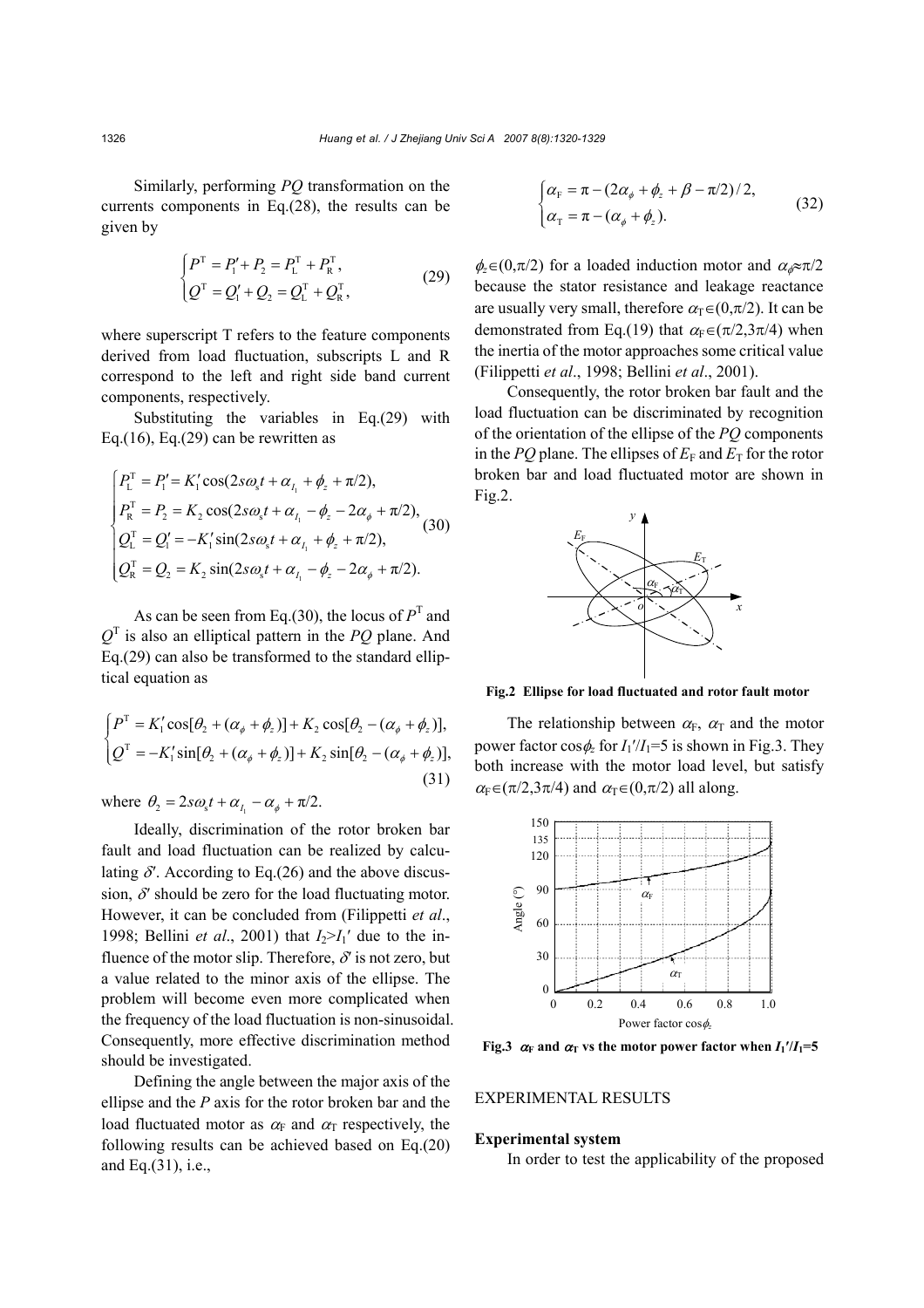Similarly, performing *PQ* transformation on the currents components in Eq.(28), the results can be given by

$$\begin{cases} P^{\mathrm{T}} = P_1' + P_2 = P_{\mathrm{L}}^{\mathrm{T}} + P_{\mathrm{R}}^{\mathrm{T}}, \\ Q^{\mathrm{T}} = Q_1' + Q_2 = Q_{\mathrm{L}}^{\mathrm{T}} + Q_{\mathrm{R}}^{\mathrm{T}}, \end{cases} \tag{29}$$

where superscript T refers to the feature components derived from load fluctuation, subscripts L and R correspond to the left and right side band current components, respectively.

Substituting the variables in Eq.(29) with Eq.(16), Eq.(29) can be rewritten as

$$\begin{cases} P_{\mathrm{L}}^{\mathrm{T}} = P_1' = K_1' \cos(2s\omega_{\mathrm{s}} t + \alpha_{I_1} + \phi_z + \pi/2), \\ P_{\mathrm{R}}^{\mathrm{T}} = P_2 = K_2 \cos(2s\omega_{\mathrm{s}} t + \alpha_{I_1} - \phi_z - 2\alpha_\phi + \pi/2), \\ Q_{\mathrm{L}}^{\mathrm{T}} = Q_1' = -K_1' \sin(2s\omega_{\mathrm{s}} t + \alpha_{I_1} + \phi_z + \pi/2), \\ Q_{\mathrm{R}}^{\mathrm{T}} = Q_2 = K_2 \sin(2s\omega_{\mathrm{s}} t + \alpha_{I_1} - \phi_z - 2\alpha_\phi + \pi/2). \end{cases} \tag{30}$$

As can be seen from Eq.(30), the locus of $P^{\mathrm{T}}$ and $Q^{\mathrm{T}}$ is also an elliptical pattern in the *PQ* plane. And Eq.(29) can also be transformed to the standard elliptical equation as

$$\begin{cases} P^{\mathrm{T}} = K_1' \cos[\theta_2 + (\alpha_\phi + \phi_z)] + K_2 \cos[\theta_2 - (\alpha_\phi + \phi_z)], \\ Q^{\mathrm{T}} = -K_1' \sin[\theta_2 + (\alpha_\phi + \phi_z)] + K_2 \sin[\theta_2 - (\alpha_\phi + \phi_z)], \end{cases} \tag{31}$$

where $\theta_2 = 2s\omega_{\mathrm{s}} t + \alpha_{I_1} - \alpha_\phi + \pi/2$.

Ideally, discrimination of the rotor broken bar fault and load fluctuation can be realized by calculating $\delta'$. According to Eq.(26) and the above discussion, $\delta'$ should be zero for the load fluctuating motor. However, it can be concluded from (Filippetti *et al*., 1998; Bellini *et al*., 2001) that $I_2 > I_1'$ due to the influence of the motor slip. Therefore, $\delta'$ is not zero, but a value related to the minor axis of the ellipse. The problem will become even more complicated when the frequency of the load fluctuation is non-sinusoidal. Consequently, more effective discrimination method should be investigated.

Defining the angle between the major axis of the ellipse and the *P* axis for the rotor broken bar and the load fluctuated motor as $\alpha_{\mathrm{F}}$ and $\alpha_{\mathrm{T}}$ respectively, the following results can be achieved based on Eq.(20) and Eq.(31), i.e.,

$$\begin{cases} \alpha_{\mathrm{F}} = \pi - (2\alpha_\phi + \phi_z + \beta - \pi/2)/2, \\ \alpha_{\mathrm{T}} = \pi - (\alpha_\phi + \phi_z). \end{cases} \tag{32}$$

$\phi_z \in (0, \pi/2)$ for a loaded induction motor and $\alpha_\phi \approx \pi/2$ because the stator resistance and leakage reactance are usually very small, therefore $\alpha_{\mathrm{T}} \in (0, \pi/2)$. It can be demonstrated from Eq.(19) that $\alpha_{\mathrm{F}} \in (\pi/2, 3\pi/4)$ when the inertia of the motor approaches some critical value (Filippetti *et al*., 1998; Bellini *et al*., 2001).

Consequently, the rotor broken bar fault and the load fluctuation can be discriminated by recognition of the orientation of the ellipse of the *PQ* components in the *PQ* plane. The ellipses of $E_{\mathrm{F}}$ and $E_{\mathrm{T}}$ for the rotor broken bar and load fluctuated motor are shown in Fig.2.

**Fig.2 Ellipse for load fluctuated and rotor fault motor**

The relationship between $\alpha_{\mathrm{F}}$, $\alpha_{\mathrm{T}}$ and the motor power factor $\cos\phi_z$ for $I_1'/I_1=5$ is shown in Fig.3. They both increase with the motor load level, but satisfy $\alpha_{\mathrm{F}} \in (\pi/2, 3\pi/4)$ and $\alpha_{\mathrm{T}} \in (0, \pi/2)$ all along.

**Fig.3 $\alpha_{\mathrm{F}}$ and $\alpha_{\mathrm{T}}$ vs the motor power factor when $I_1'/I_1=5$**

## EXPERIMENTAL RESULTS

### Experimental system

In order to test the applicability of the proposed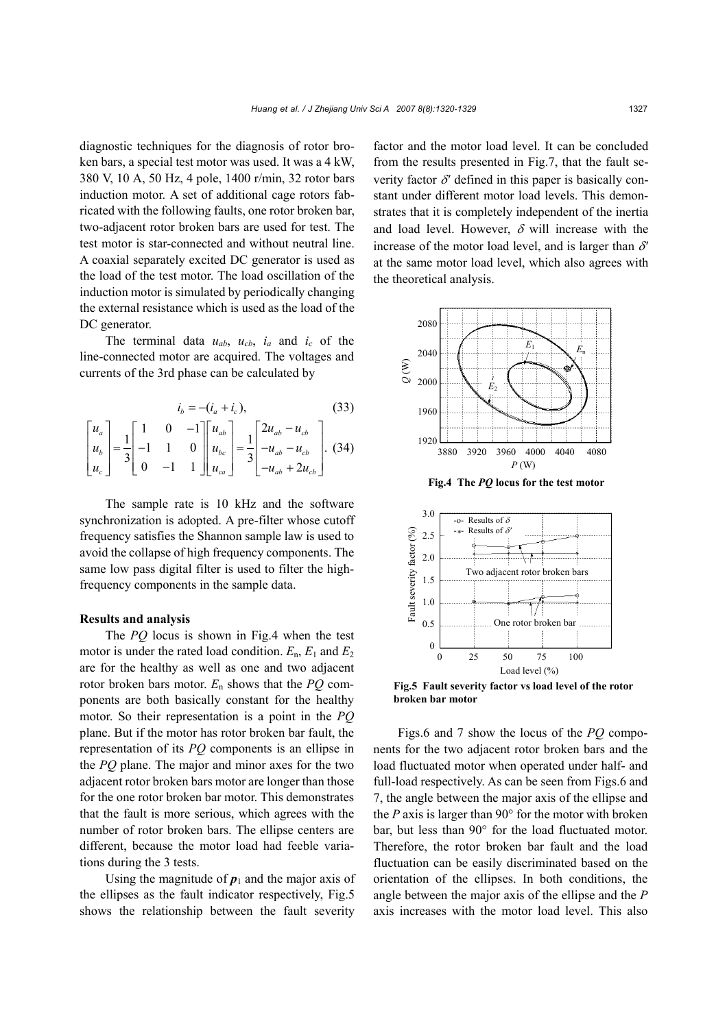diagnostic techniques for the diagnosis of rotor broken bars, a special test motor was used. It was a 4 kW, 380 V, 10 A, 50 Hz, 4 pole, 1400 r/min, 32 rotor bars induction motor. A set of additional cage rotors fabricated with the following faults, one rotor broken bar, two-adjacent rotor broken bars are used for test. The test motor is star-connected and without neutral line. A coaxial separately excited DC generator is used as the load of the test motor. The load oscillation of the induction motor is simulated by periodically changing the external resistance which is used as the load of the DC generator.

The terminal data $u_{ab}$, $u_{cb}$, $i_a$ and $i_c$ of the line-connected motor are acquired. The voltages and currents of the 3rd phase can be calculated by

$$i_b = -(i_a + i_c), \tag{33}$$

$$\begin{bmatrix} u_a \\ u_b \\ u_c \end{bmatrix} = \frac{1}{3}\begin{bmatrix} 1 & 0 & -1 \\ -1 & 1 & 0 \\ 0 & -1 & 1 \end{bmatrix}\begin{bmatrix} u_{ab} \\ u_{bc} \\ u_{ca} \end{bmatrix} = \frac{1}{3}\begin{bmatrix} 2u_{ab} - u_{cb} \\ -u_{ab} - u_{cb} \\ -u_{ab} + 2u_{cb} \end{bmatrix}. \tag{34}$$

The sample rate is 10 kHz and the software synchronization is adopted. A pre-filter whose cutoff frequency satisfies the Shannon sample law is used to avoid the collapse of high frequency components. The same low pass digital filter is used to filter the high-frequency components in the sample data.

**Results and analysis**

The *PQ* locus is shown in Fig.4 when the test motor is under the rated load condition. $E_n$, $E_1$ and $E_2$ are for the healthy as well as one and two adjacent rotor broken bars motor. $E_n$ shows that the *PQ* components are both basically constant for the healthy motor. So their representation is a point in the *PQ* plane. But if the motor has rotor broken bar fault, the representation of its *PQ* components is an ellipse in the *PQ* plane. The major and minor axes for the two adjacent rotor broken bars motor are longer than those for the one rotor broken bar motor. This demonstrates that the fault is more serious, which agrees with the number of rotor broken bars. The ellipse centers are different, because the motor load had feeble variations during the 3 tests.

Using the magnitude of $\boldsymbol{p}_1$ and the major axis of the ellipses as the fault indicator respectively, Fig.5 shows the relationship between the fault severity factor and the motor load level. It can be concluded from the results presented in Fig.7, that the fault severity factor $\delta'$ defined in this paper is basically constant under different motor load levels. This demonstrates that it is completely independent of the inertia and load level. However, $\delta$ will increase with the increase of the motor load level, and is larger than $\delta'$ at the same motor load level, which also agrees with the theoretical analysis.

**Fig.4 The *PQ* locus for the test motor**

**Fig.5 Fault severity factor vs load level of the rotor broken bar motor**

Figs.6 and 7 show the locus of the *PQ* components for the two adjacent rotor broken bars and the load fluctuated motor when operated under half- and full-load respectively. As can be seen from Figs.6 and 7, the angle between the major axis of the ellipse and the *P* axis is larger than 90° for the motor with broken bar, but less than 90° for the load fluctuated motor. Therefore, the rotor broken bar fault and the load fluctuation can be easily discriminated based on the orientation of the ellipses. In both conditions, the angle between the major axis of the ellipse and the *P* axis increases with the motor load level. This also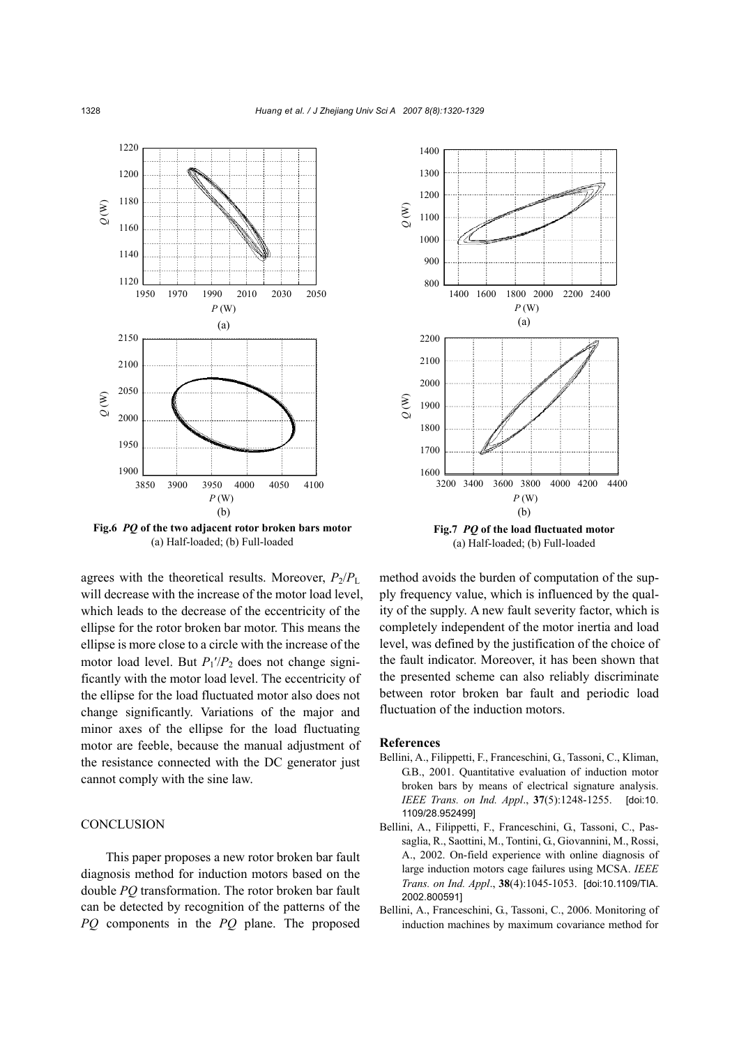Fig.6 *PQ* of the two adjacent rotor broken bars motor
(a) Half-loaded; (b) Full-loaded

Fig.7 *PQ* of the load fluctuated motor
(a) Half-loaded; (b) Full-loaded

agrees with the theoretical results. Moreover, $P_2/P_L$ will decrease with the increase of the motor load level, which leads to the decrease of the eccentricity of the ellipse for the rotor broken bar motor. This means the ellipse is more close to a circle with the increase of the motor load level. But $P_1'/P_2$ does not change significantly with the motor load level. The eccentricity of the ellipse for the load fluctuated motor also does not change significantly. Variations of the major and minor axes of the ellipse for the load fluctuating motor are feeble, because the manual adjustment of the resistance connected with the DC generator just cannot comply with the sine law.

## CONCLUSION

This paper proposes a new rotor broken bar fault diagnosis method for induction motors based on the double *PQ* transformation. The rotor broken bar fault can be detected by recognition of the patterns of the *PQ* components in the *PQ* plane. The proposed method avoids the burden of computation of the supply frequency value, which is influenced by the quality of the supply. A new fault severity factor, which is completely independent of the motor inertia and load level, was defined by the justification of the choice of the fault indicator. Moreover, it has been shown that the presented scheme can also reliably discriminate between rotor broken bar fault and periodic load fluctuation of the induction motors.

## References

Bellini, A., Filippetti, F., Franceschini, G., Tassoni, C., Kliman, G.B., 2001. Quantitative evaluation of induction motor broken bars by means of electrical signature analysis. *IEEE Trans. on Ind. Appl*., **37**(5):1248-1255. [doi:10.1109/28.952499]

Bellini, A., Filippetti, F., Franceschini, G., Tassoni, C., Passaglia, R., Saottini, M., Tontini, G., Giovannini, M., Rossi, A., 2002. On-field experience with online diagnosis of large induction motors cage failures using MCSA. *IEEE Trans. on Ind. Appl*., **38**(4):1045-1053. [doi:10.1109/TIA.2002.800591]

Bellini, A., Franceschini, G., Tassoni, C., 2006. Monitoring of induction machines by maximum covariance method for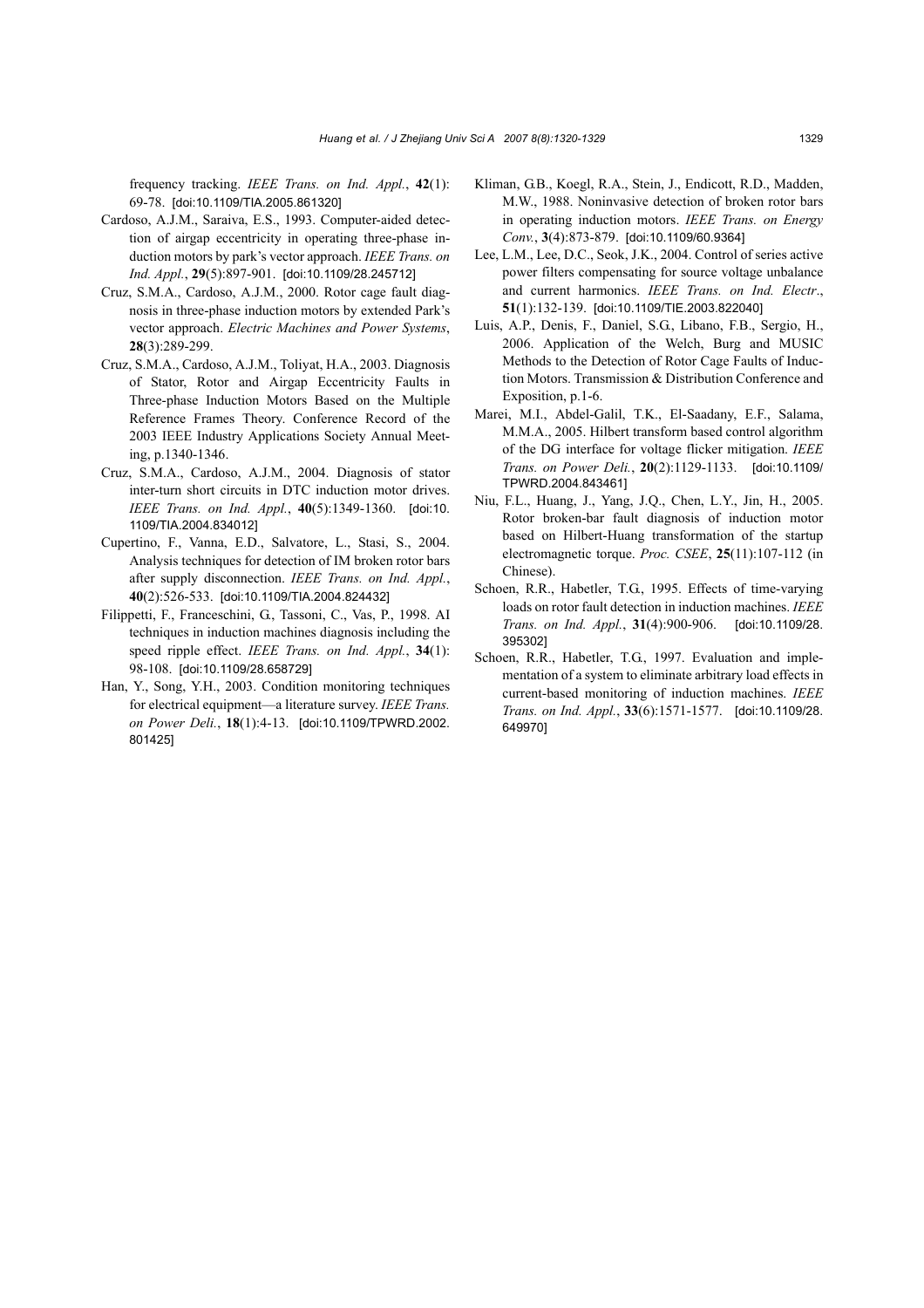frequency tracking. *IEEE Trans. on Ind. Appl.*, **42**(1): 69-78. [doi:10.1109/TIA.2005.861320]

Cardoso, A.J.M., Saraiva, E.S., 1993. Computer-aided detection of airgap eccentricity in operating three-phase induction motors by park's vector approach. *IEEE Trans. on Ind. Appl.*, **29**(5):897-901. [doi:10.1109/28.245712]

Cruz, S.M.A., Cardoso, A.J.M., 2000. Rotor cage fault diagnosis in three-phase induction motors by extended Park's vector approach. *Electric Machines and Power Systems*, **28**(3):289-299.

Cruz, S.M.A., Cardoso, A.J.M., Toliyat, H.A., 2003. Diagnosis of Stator, Rotor and Airgap Eccentricity Faults in Three-phase Induction Motors Based on the Multiple Reference Frames Theory. Conference Record of the 2003 IEEE Industry Applications Society Annual Meeting, p.1340-1346.

Cruz, S.M.A., Cardoso, A.J.M., 2004. Diagnosis of stator inter-turn short circuits in DTC induction motor drives. *IEEE Trans. on Ind. Appl.*, **40**(5):1349-1360. [doi:10.1109/TIA.2004.834012]

Cupertino, F., Vanna, E.D., Salvatore, L., Stasi, S., 2004. Analysis techniques for detection of IM broken rotor bars after supply disconnection. *IEEE Trans. on Ind. Appl.*, **40**(2):526-533. [doi:10.1109/TIA.2004.824432]

Filippetti, F., Franceschini, G., Tassoni, C., Vas, P., 1998. AI techniques in induction machines diagnosis including the speed ripple effect. *IEEE Trans. on Ind. Appl.*, **34**(1): 98-108. [doi:10.1109/28.658729]

Han, Y., Song, Y.H., 2003. Condition monitoring techniques for electrical equipment—a literature survey. *IEEE Trans. on Power Deli.*, **18**(1):4-13. [doi:10.1109/TPWRD.2002.801425]

Kliman, G.B., Koegl, R.A., Stein, J., Endicott, R.D., Madden, M.W., 1988. Noninvasive detection of broken rotor bars in operating induction motors. *IEEE Trans. on Energy Conv.*, **3**(4):873-879. [doi:10.1109/60.9364]

Lee, L.M., Lee, D.C., Seok, J.K., 2004. Control of series active power filters compensating for source voltage unbalance and current harmonics. *IEEE Trans. on Ind. Electr*., **51**(1):132-139. [doi:10.1109/TIE.2003.822040]

Luis, A.P., Denis, F., Daniel, S.G., Libano, F.B., Sergio, H., 2006. Application of the Welch, Burg and MUSIC Methods to the Detection of Rotor Cage Faults of Induction Motors. Transmission & Distribution Conference and Exposition, p.1-6.

Marei, M.I., Abdel-Galil, T.K., El-Saadany, E.F., Salama, M.M.A., 2005. Hilbert transform based control algorithm of the DG interface for voltage flicker mitigation. *IEEE Trans. on Power Deli.*, **20**(2):1129-1133. [doi:10.1109/TPWRD.2004.843461]

Niu, F.L., Huang, J., Yang, J.Q., Chen, L.Y., Jin, H., 2005. Rotor broken-bar fault diagnosis of induction motor based on Hilbert-Huang transformation of the startup electromagnetic torque. *Proc. CSEE*, **25**(11):107-112 (in Chinese).

Schoen, R.R., Habetler, T.G., 1995. Effects of time-varying loads on rotor fault detection in induction machines. *IEEE Trans. on Ind. Appl.*, **31**(4):900-906. [doi:10.1109/28.395302]

Schoen, R.R., Habetler, T.G., 1997. Evaluation and implementation of a system to eliminate arbitrary load effects in current-based monitoring of induction machines. *IEEE Trans. on Ind. Appl.*, **33**(6):1571-1577. [doi:10.1109/28.649970]